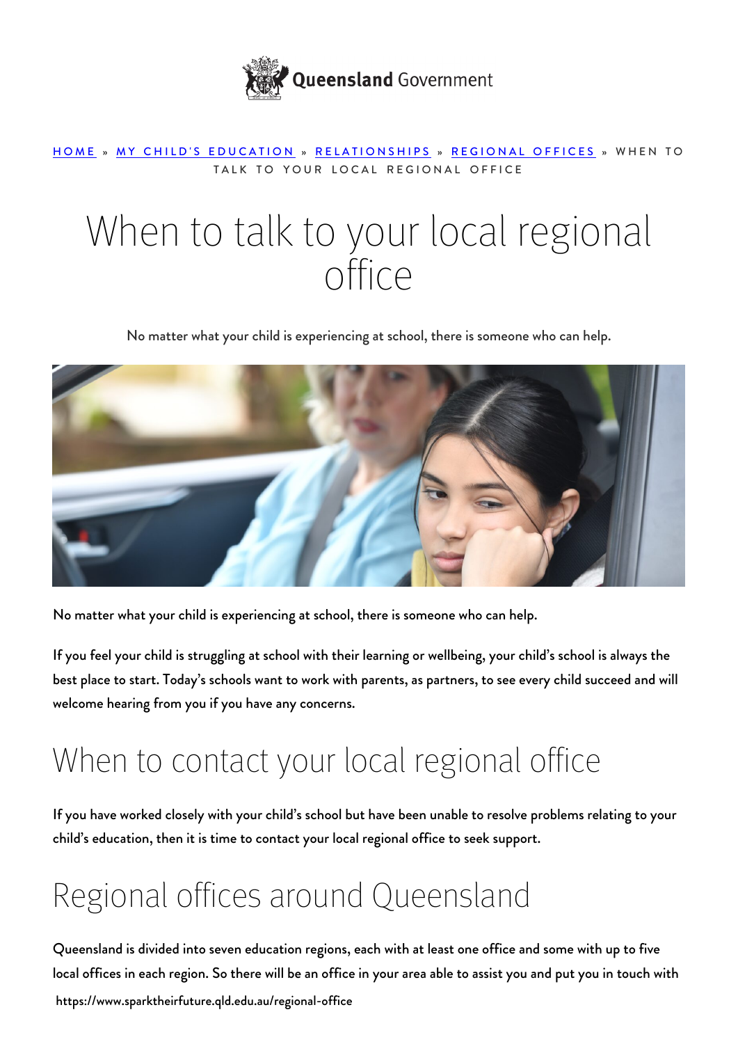HOME » MY CHILD'S EDUCATION » RELATIONSHIPS » REGIONAL OFFICES » WHEN TO TALK TO YOUR LOCAL REGIONAL OFFICE

# When to talk to your local regional office

No matter what your child is experiencing at school, there is someone who can help.

No matter what your child is experiencing at school, there is someone who can help.

If you feel your child is struggling at school with their learning or wellbeing, your child's school is always the best place to start. Today's schools want to work with parents, as partners, to see every child succeed and will welcome hearing from you if you have any concerns.

## When to contact your local regional office

If you have worked closely with your child's school but have been unable to resolve problems relating to your child's education, then it is time to contact your local regional office to seek support.

## Regional offices around Queensland

Queensland is divided into seven education regions, each with at least one office and some with up to five local offices in each region. So there will be an office in your area able to assist you and put you in touch with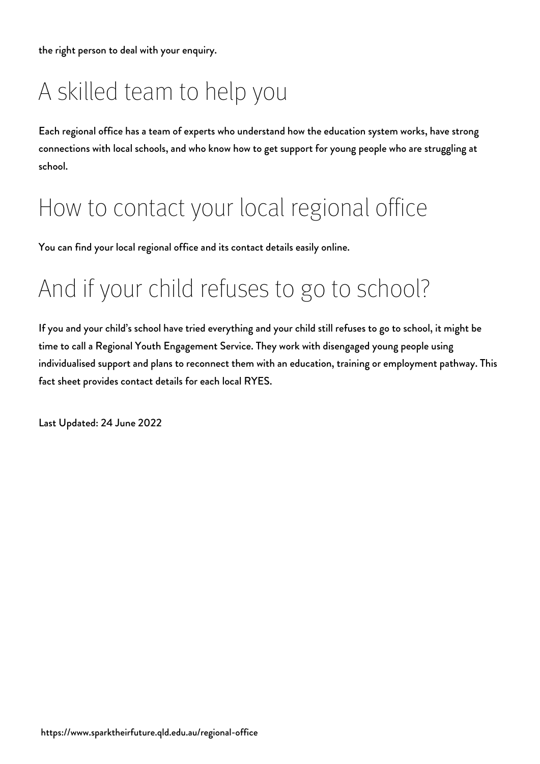the right person to deal with your enquiry.

## A skilled team to help you

Each regional office has a team of experts who understand how the education system works, have strong connections with local schools, and who know how to get support for young people who are struggling at school.

## How to contact your local regional office

You can find your local regional office and its contact details easily online.

## And if your child refuses to go to school?

If you and your child's school have tried everything and your child still refuses to go to school, it might be time to call a Regional Youth Engagement Service. They work with disengaged young people using individualised support and plans to reconnect them with an education, training or employment pathway. This fact sheet provides contact details for each local RYES.

Last Updated: 24 June 2022